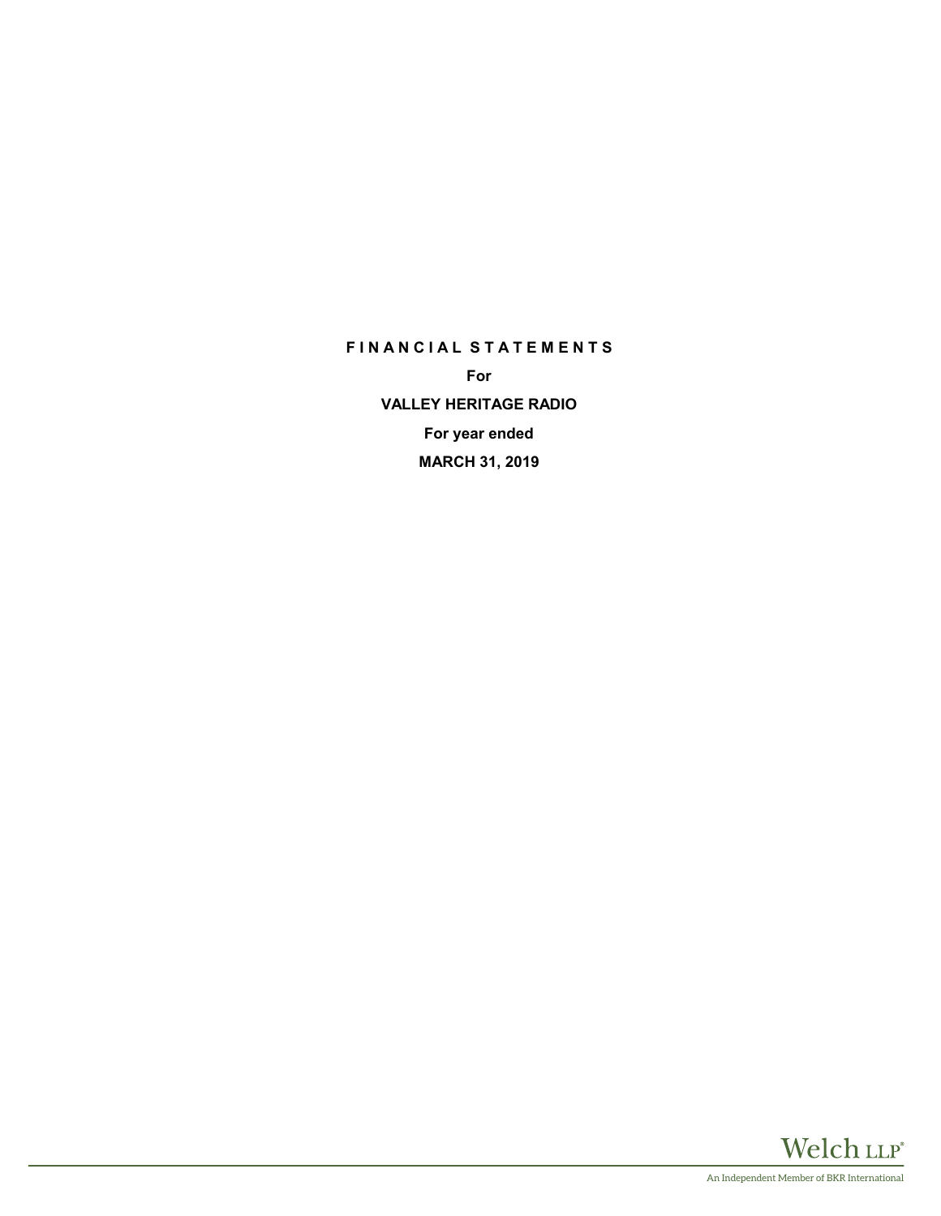# FINANCIAL STATEMENTS

**For**

**VALLEY HERITAGE RADIO**

**For year ended**

**MARCH 31, 2019**

Welch LLP®

An Independent Member of BKR International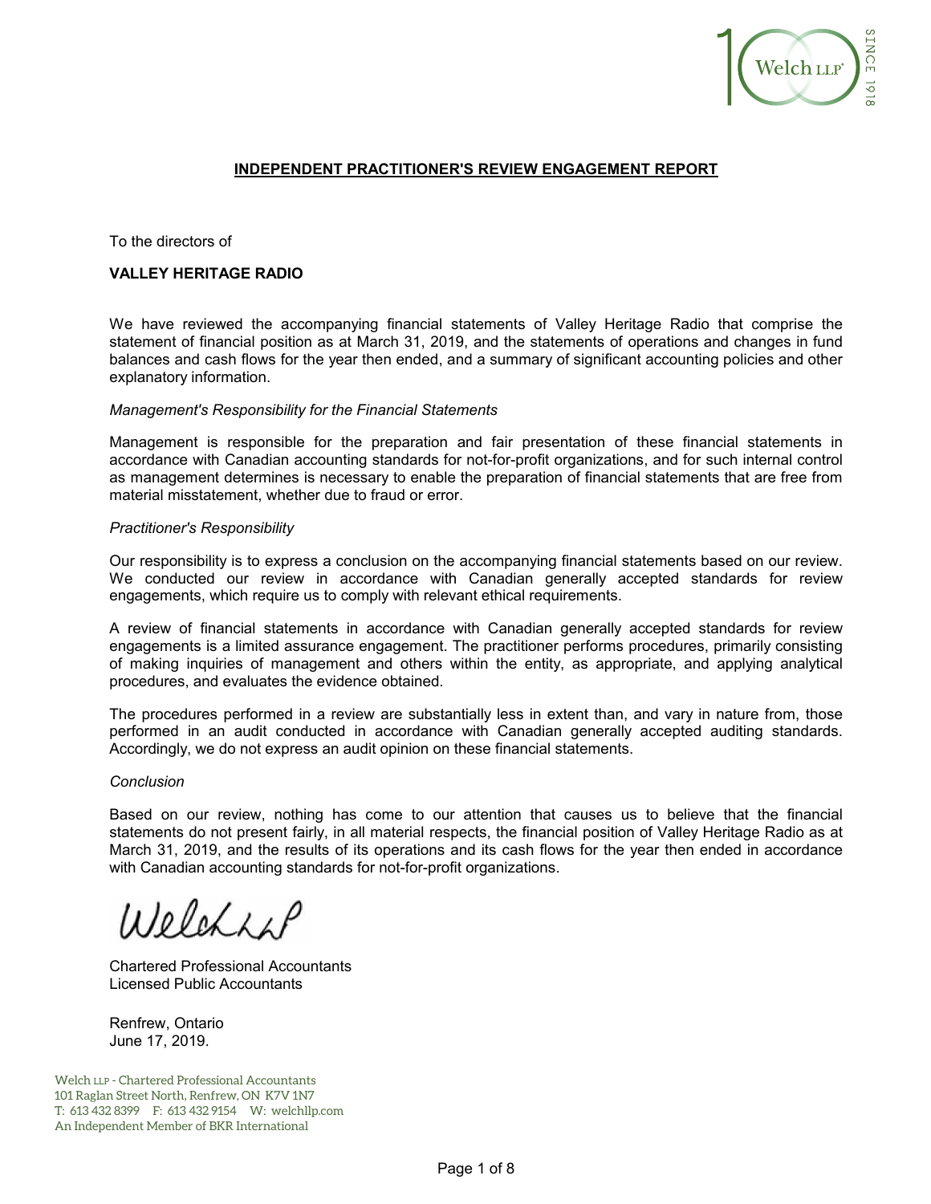## INDEPENDENT PRACTITIONER'S REVIEW ENGAGEMENT REPORT

To the directors of

**VALLEY HERITAGE RADIO**

We have reviewed the accompanying financial statements of Valley Heritage Radio that comprise the statement of financial position as at March 31, 2019, and the statements of operations and changes in fund balances and cash flows for the year then ended, and a summary of significant accounting policies and other explanatory information.

*Management's Responsibility for the Financial Statements*

Management is responsible for the preparation and fair presentation of these financial statements in accordance with Canadian accounting standards for not-for-profit organizations, and for such internal control as management determines is necessary to enable the preparation of financial statements that are free from material misstatement, whether due to fraud or error.

*Practitioner's Responsibility*

Our responsibility is to express a conclusion on the accompanying financial statements based on our review. We conducted our review in accordance with Canadian generally accepted standards for review engagements, which require us to comply with relevant ethical requirements.

A review of financial statements in accordance with Canadian generally accepted standards for review engagements is a limited assurance engagement. The practitioner performs procedures, primarily consisting of making inquiries of management and others within the entity, as appropriate, and applying analytical procedures, and evaluates the evidence obtained.

The procedures performed in a review are substantially less in extent than, and vary in nature from, those performed in an audit conducted in accordance with Canadian generally accepted auditing standards. Accordingly, we do not express an audit opinion on these financial statements.

*Conclusion*

Based on our review, nothing has come to our attention that causes us to believe that the financial statements do not present fairly, in all material respects, the financial position of Valley Heritage Radio as at March 31, 2019, and the results of its operations and its cash flows for the year then ended in accordance with Canadian accounting standards for not-for-profit organizations.

Welch LLP

Chartered Professional Accountants
Licensed Public Accountants

Renfrew, Ontario
June 17, 2019.

Welch LLP - Chartered Professional Accountants
101 Raglan Street North, Renfrew, ON K7V 1N7
T: 613 432 8399 F: 613 432 9154 W: welchllp.com
An Independent Member of BKR International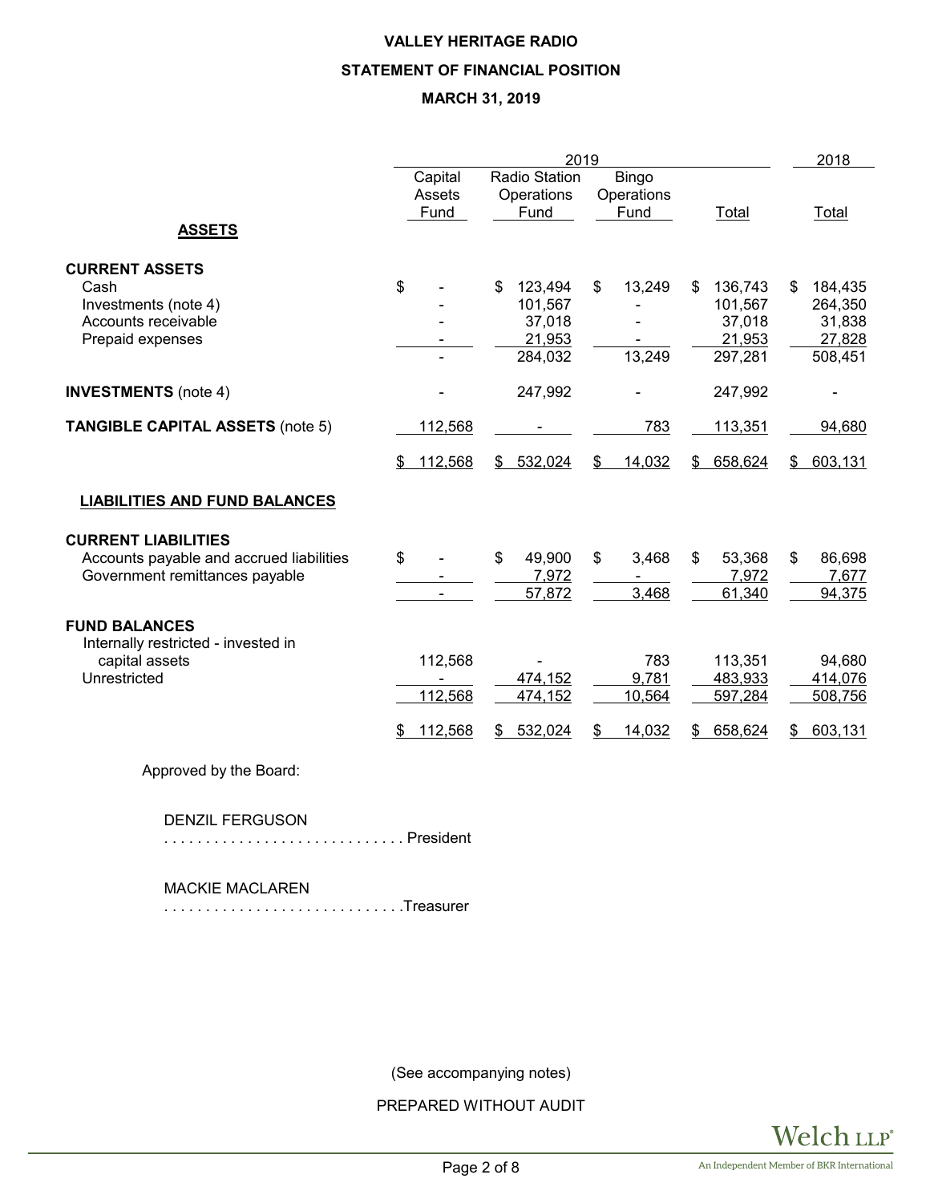**VALLEY HERITAGE RADIO**

**STATEMENT OF FINANCIAL POSITION**

**MARCH 31, 2019**

| | 2019 | | | | 2018 |
|---|---|---|---|---|---|
| | Capital Assets Fund | Radio Station Operations Fund | Bingo Operations Fund | Total | Total |
| **ASSETS** | | | | | |
| **CURRENT ASSETS** | | | | | |
| Cash | $ - | $ 123,494 | $ 13,249 | $ 136,743 | $ 184,435 |
| Investments (note 4) | - | 101,567 | - | 101,567 | 264,350 |
| Accounts receivable | - | 37,018 | - | 37,018 | 31,838 |
| Prepaid expenses | - | 21,953 | - | 21,953 | 27,828 |
| | - | 284,032 | 13,249 | 297,281 | 508,451 |
| **INVESTMENTS** (note 4) | - | 247,992 | - | 247,992 | - |
| **TANGIBLE CAPITAL ASSETS** (note 5) | 112,568 | - | 783 | 113,351 | 94,680 |
| | $ 112,568 | $ 532,024 | $ 14,032 | $ 658,624 | $ 603,131 |
| **LIABILITIES AND FUND BALANCES** | | | | | |
| **CURRENT LIABILITIES** | | | | | |
| Accounts payable and accrued liabilities | $ - | $ 49,900 | $ 3,468 | $ 53,368 | $ 86,698 |
| Government remittances payable | - | 7,972 | - | 7,972 | 7,677 |
| | - | 57,872 | 3,468 | 61,340 | 94,375 |
| **FUND BALANCES** | | | | | |
| Internally restricted - invested in capital assets | 112,568 | - | 783 | 113,351 | 94,680 |
| Unrestricted | - | 474,152 | 9,781 | 483,933 | 414,076 |
| | 112,568 | 474,152 | 10,564 | 597,284 | 508,756 |
| | $ 112,568 | $ 532,024 | $ 14,032 | $ 658,624 | $ 603,131 |

Approved by the Board:

DENZIL FERGUSON
. . . . . . . . . . . . . . . . . . . . . . . . . . . . President

MACKIE MACLAREN
. . . . . . . . . . . . . . . . . . . . . . . . . . . .Treasurer

(See accompanying notes)

PREPARED WITHOUT AUDIT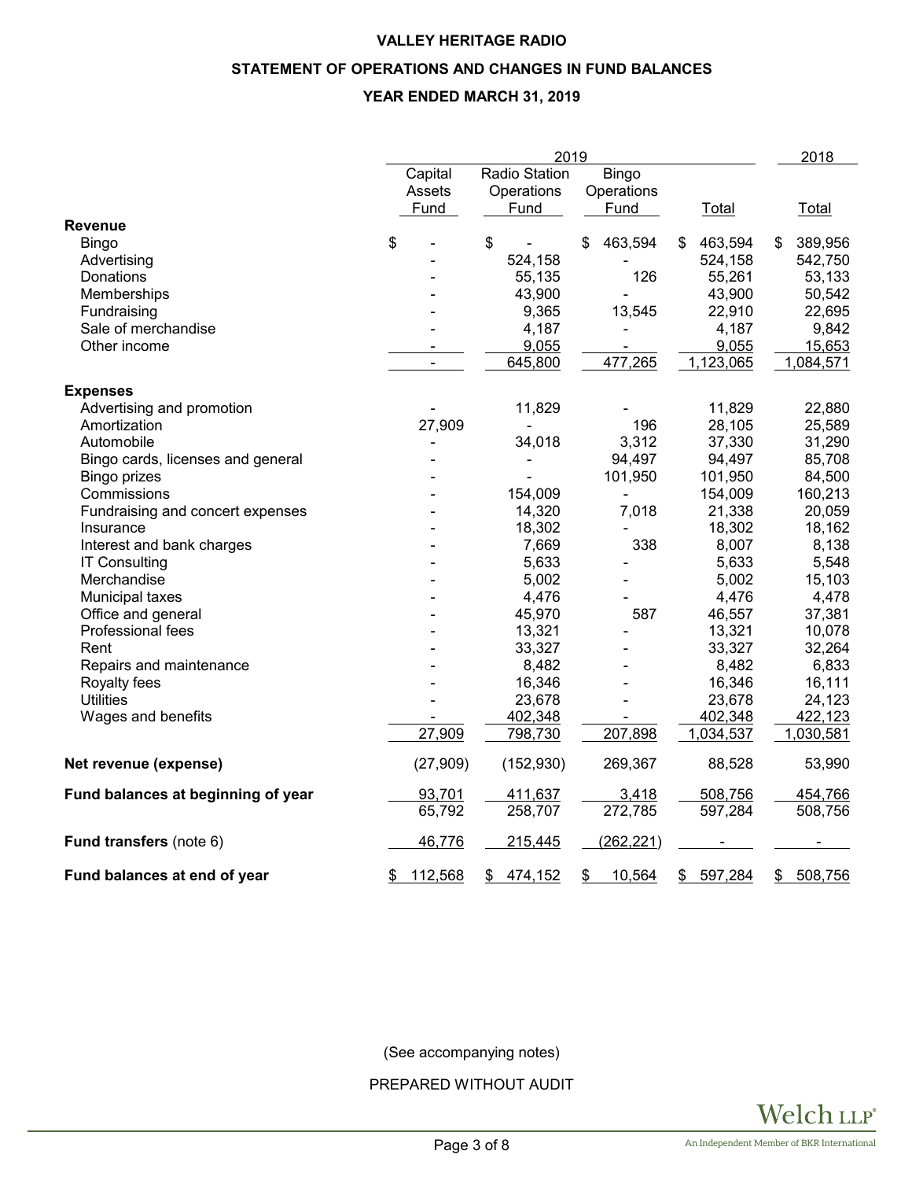**VALLEY HERITAGE RADIO**

**STATEMENT OF OPERATIONS AND CHANGES IN FUND BALANCES**

**YEAR ENDED MARCH 31, 2019**

| | 2019 | | | | 2018 |
|---|---|---|---|---|---|
| | Capital Assets Fund | Radio Station Operations Fund | Bingo Operations Fund | Total | Total |
| **Revenue** | | | | | |
| Bingo | $ - | $ - | $ 463,594 | $ 463,594 | $ 389,956 |
| Advertising | - | 524,158 | - | 524,158 | 542,750 |
| Donations | - | 55,135 | 126 | 55,261 | 53,133 |
| Memberships | - | 43,900 | - | 43,900 | 50,542 |
| Fundraising | - | 9,365 | 13,545 | 22,910 | 22,695 |
| Sale of merchandise | - | 4,187 | - | 4,187 | 9,842 |
| Other income | - | 9,055 | - | 9,055 | 15,653 |
| | - | 645,800 | 477,265 | 1,123,065 | 1,084,571 |
| **Expenses** | | | | | |
| Advertising and promotion | - | 11,829 | - | 11,829 | 22,880 |
| Amortization | 27,909 | - | 196 | 28,105 | 25,589 |
| Automobile | - | 34,018 | 3,312 | 37,330 | 31,290 |
| Bingo cards, licenses and general | - | - | 94,497 | 94,497 | 85,708 |
| Bingo prizes | - | - | 101,950 | 101,950 | 84,500 |
| Commissions | - | 154,009 | - | 154,009 | 160,213 |
| Fundraising and concert expenses | - | 14,320 | 7,018 | 21,338 | 20,059 |
| Insurance | - | 18,302 | - | 18,302 | 18,162 |
| Interest and bank charges | - | 7,669 | 338 | 8,007 | 8,138 |
| IT Consulting | - | 5,633 | - | 5,633 | 5,548 |
| Merchandise | - | 5,002 | - | 5,002 | 15,103 |
| Municipal taxes | - | 4,476 | - | 4,476 | 4,478 |
| Office and general | - | 45,970 | 587 | 46,557 | 37,381 |
| Professional fees | - | 13,321 | - | 13,321 | 10,078 |
| Rent | - | 33,327 | - | 33,327 | 32,264 |
| Repairs and maintenance | - | 8,482 | - | 8,482 | 6,833 |
| Royalty fees | - | 16,346 | - | 16,346 | 16,111 |
| Utilities | - | 23,678 | - | 23,678 | 24,123 |
| Wages and benefits | - | 402,348 | - | 402,348 | 422,123 |
| | 27,909 | 798,730 | 207,898 | 1,034,537 | 1,030,581 |
| **Net revenue (expense)** | (27,909) | (152,930) | 269,367 | 88,528 | 53,990 |
| **Fund balances at beginning of year** | 93,701 | 411,637 | 3,418 | 508,756 | 454,766 |
| | 65,792 | 258,707 | 272,785 | 597,284 | 508,756 |
| **Fund transfers** (note 6) | 46,776 | 215,445 | (262,221) | - | - |
| **Fund balances at end of year** | $ 112,568 | $ 474,152 | $ 10,564 | $ 597,284 | $ 508,756 |

(See accompanying notes)

PREPARED WITHOUT AUDIT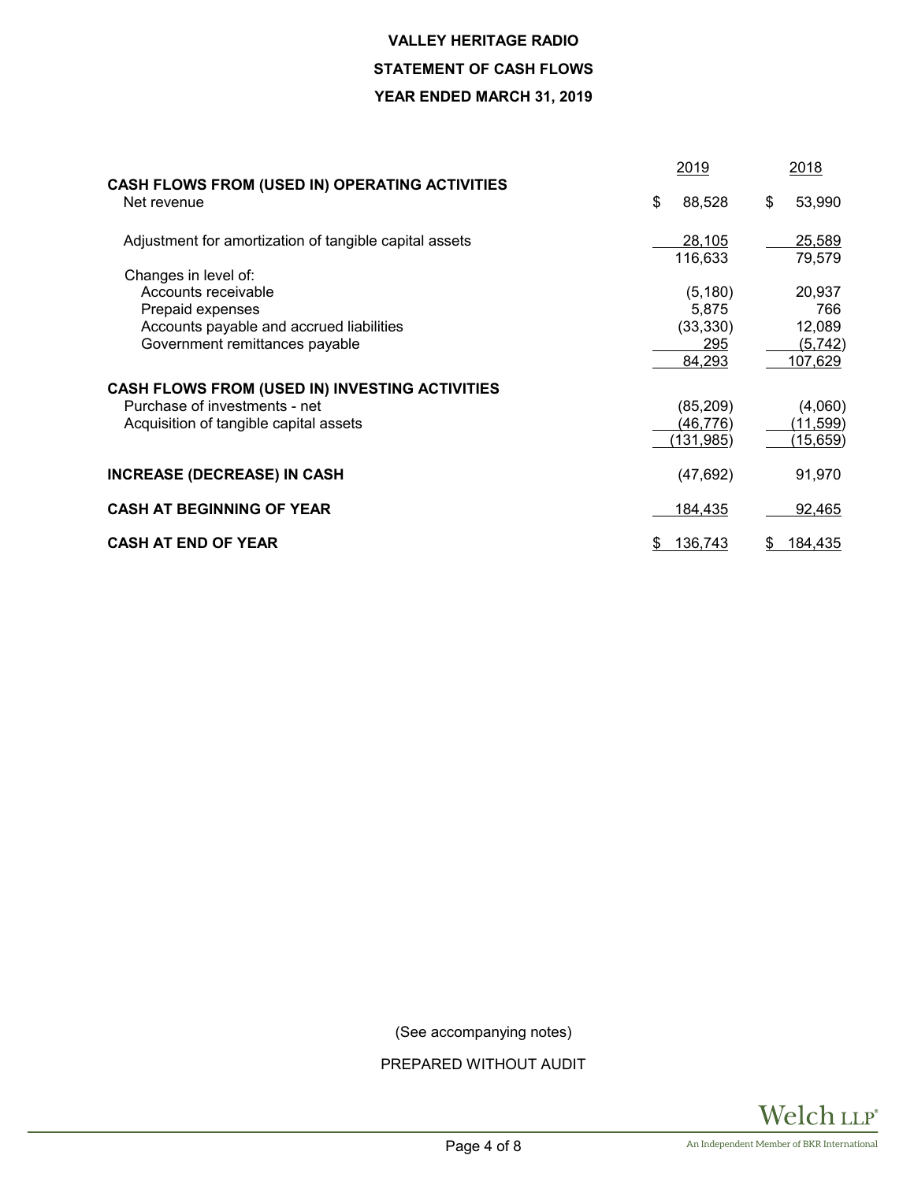# VALLEY HERITAGE RADIO

## STATEMENT OF CASH FLOWS

## YEAR ENDED MARCH 31, 2019

| | 2019 | 2018 |
|---|---|---|
| **CASH FLOWS FROM (USED IN) OPERATING ACTIVITIES** | | |
| Net revenue | $ 88,528 | $ 53,990 |
| Adjustment for amortization of tangible capital assets | 28,105 | 25,589 |
| | 116,633 | 79,579 |
| Changes in level of: | | |
| Accounts receivable | (5,180) | 20,937 |
| Prepaid expenses | 5,875 | 766 |
| Accounts payable and accrued liabilities | (33,330) | 12,089 |
| Government remittances payable | 295 | (5,742) |
| | 84,293 | 107,629 |
| **CASH FLOWS FROM (USED IN) INVESTING ACTIVITIES** | | |
| Purchase of investments - net | (85,209) | (4,060) |
| Acquisition of tangible capital assets | (46,776) | (11,599) |
| | (131,985) | (15,659) |
| **INCREASE (DECREASE) IN CASH** | (47,692) | 91,970 |
| **CASH AT BEGINNING OF YEAR** | 184,435 | 92,465 |
| **CASH AT END OF YEAR** | $ 136,743 | $ 184,435 |

(See accompanying notes)

PREPARED WITHOUT AUDIT

Welch LLP
An Independent Member of BKR International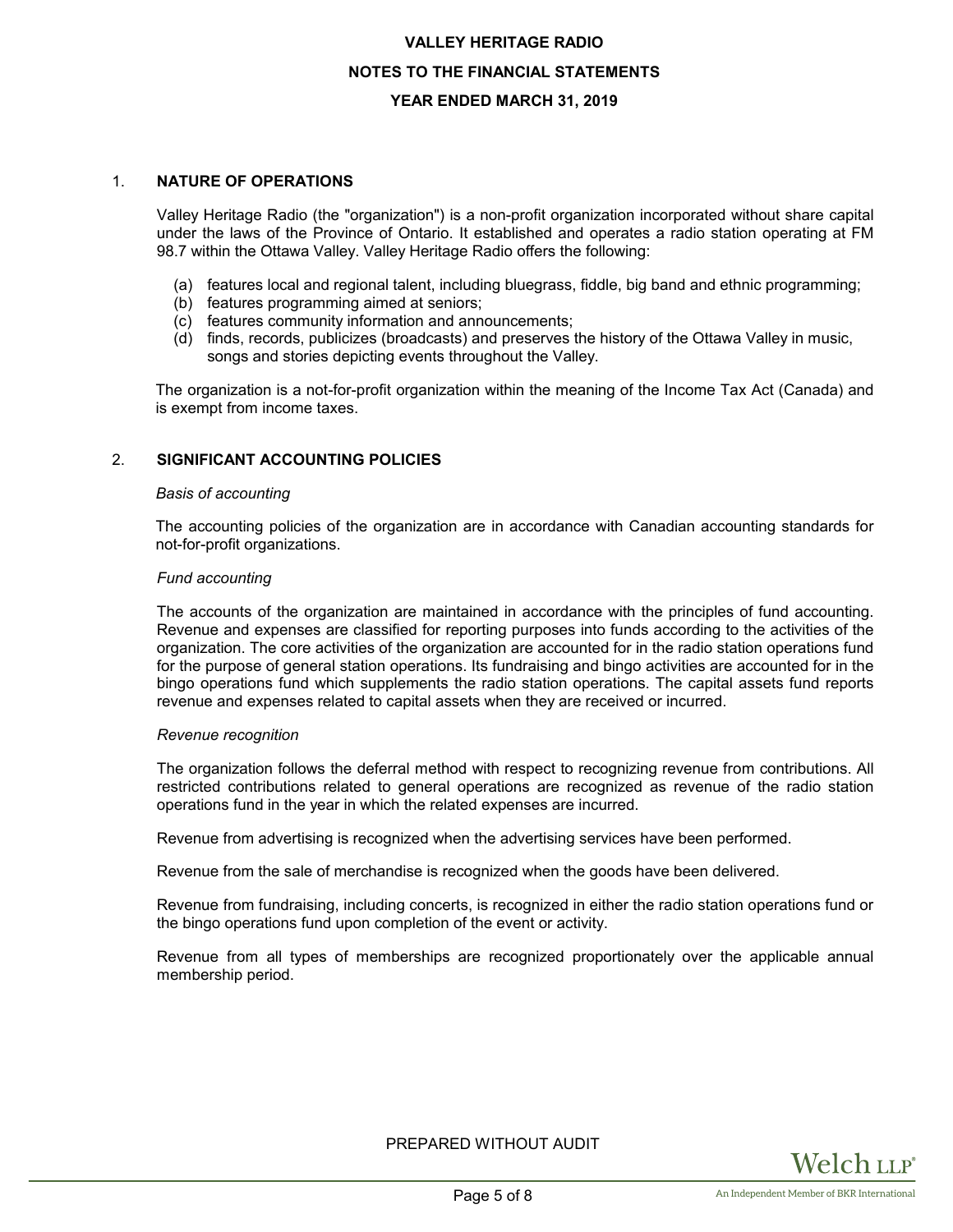# VALLEY HERITAGE RADIO

## NOTES TO THE FINANCIAL STATEMENTS

## YEAR ENDED MARCH 31, 2019

### 1. NATURE OF OPERATIONS

Valley Heritage Radio (the "organization") is a non-profit organization incorporated without share capital under the laws of the Province of Ontario. It established and operates a radio station operating at FM 98.7 within the Ottawa Valley. Valley Heritage Radio offers the following:

(a) features local and regional talent, including bluegrass, fiddle, big band and ethnic programming;
(b) features programming aimed at seniors;
(c) features community information and announcements;
(d) finds, records, publicizes (broadcasts) and preserves the history of the Ottawa Valley in music, songs and stories depicting events throughout the Valley.

The organization is a not-for-profit organization within the meaning of the Income Tax Act (Canada) and is exempt from income taxes.

### 2. SIGNIFICANT ACCOUNTING POLICIES

*Basis of accounting*

The accounting policies of the organization are in accordance with Canadian accounting standards for not-for-profit organizations.

*Fund accounting*

The accounts of the organization are maintained in accordance with the principles of fund accounting. Revenue and expenses are classified for reporting purposes into funds according to the activities of the organization. The core activities of the organization are accounted for in the radio station operations fund for the purpose of general station operations. Its fundraising and bingo activities are accounted for in the bingo operations fund which supplements the radio station operations. The capital assets fund reports revenue and expenses related to capital assets when they are received or incurred.

*Revenue recognition*

The organization follows the deferral method with respect to recognizing revenue from contributions. All restricted contributions related to general operations are recognized as revenue of the radio station operations fund in the year in which the related expenses are incurred.

Revenue from advertising is recognized when the advertising services have been performed.

Revenue from the sale of merchandise is recognized when the goods have been delivered.

Revenue from fundraising, including concerts, is recognized in either the radio station operations fund or the bingo operations fund upon completion of the event or activity.

Revenue from all types of memberships are recognized proportionately over the applicable annual membership period.

PREPARED WITHOUT AUDIT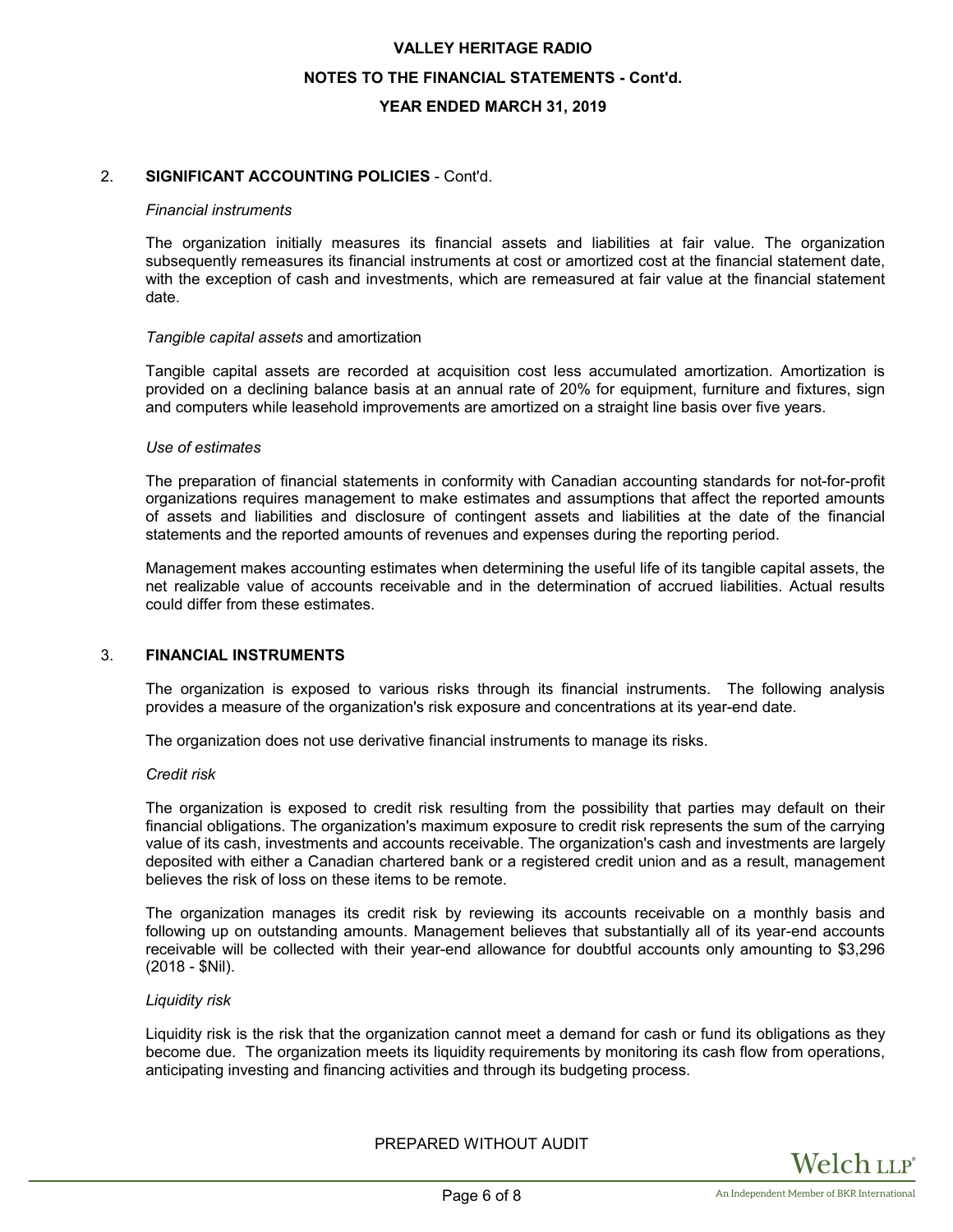## 2. SIGNIFICANT ACCOUNTING POLICIES - Cont'd.

*Financial instruments*

The organization initially measures its financial assets and liabilities at fair value. The organization subsequently remeasures its financial instruments at cost or amortized cost at the financial statement date, with the exception of cash and investments, which are remeasured at fair value at the financial statement date.

*Tangible capital assets* and amortization

Tangible capital assets are recorded at acquisition cost less accumulated amortization. Amortization is provided on a declining balance basis at an annual rate of 20% for equipment, furniture and fixtures, sign and computers while leasehold improvements are amortized on a straight line basis over five years.

*Use of estimates*

The preparation of financial statements in conformity with Canadian accounting standards for not-for-profit organizations requires management to make estimates and assumptions that affect the reported amounts of assets and liabilities and disclosure of contingent assets and liabilities at the date of the financial statements and the reported amounts of revenues and expenses during the reporting period.

Management makes accounting estimates when determining the useful life of its tangible capital assets, the net realizable value of accounts receivable and in the determination of accrued liabilities. Actual results could differ from these estimates.

## 3. FINANCIAL INSTRUMENTS

The organization is exposed to various risks through its financial instruments. The following analysis provides a measure of the organization's risk exposure and concentrations at its year-end date.

The organization does not use derivative financial instruments to manage its risks.

*Credit risk*

The organization is exposed to credit risk resulting from the possibility that parties may default on their financial obligations. The organization's maximum exposure to credit risk represents the sum of the carrying value of its cash, investments and accounts receivable. The organization's cash and investments are largely deposited with either a Canadian chartered bank or a registered credit union and as a result, management believes the risk of loss on these items to be remote.

The organization manages its credit risk by reviewing its accounts receivable on a monthly basis and following up on outstanding amounts. Management believes that substantially all of its year-end accounts receivable will be collected with their year-end allowance for doubtful accounts only amounting to $3,296 (2018 - $Nil).

*Liquidity risk*

Liquidity risk is the risk that the organization cannot meet a demand for cash or fund its obligations as they become due. The organization meets its liquidity requirements by monitoring its cash flow from operations, anticipating investing and financing activities and through its budgeting process.

PREPARED WITHOUT AUDIT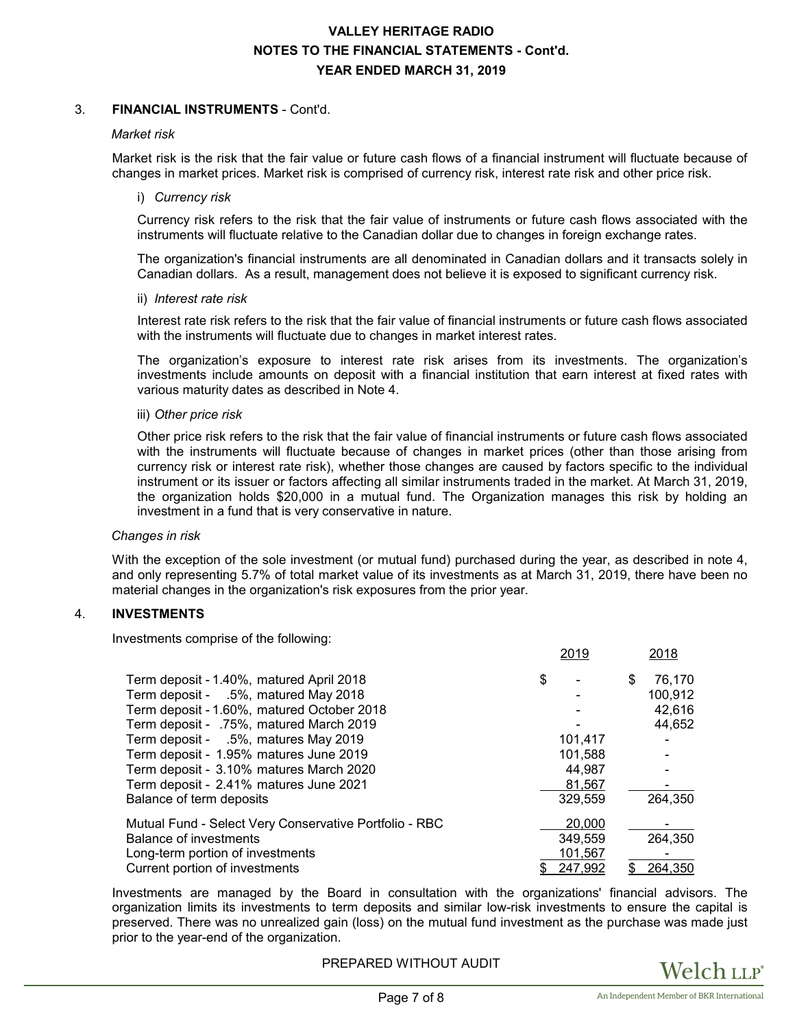### 3. FINANCIAL INSTRUMENTS - Cont'd.

*Market risk*

Market risk is the risk that the fair value or future cash flows of a financial instrument will fluctuate because of changes in market prices. Market risk is comprised of currency risk, interest rate risk and other price risk.

i) *Currency risk*

Currency risk refers to the risk that the fair value of instruments or future cash flows associated with the instruments will fluctuate relative to the Canadian dollar due to changes in foreign exchange rates.

The organization's financial instruments are all denominated in Canadian dollars and it transacts solely in Canadian dollars. As a result, management does not believe it is exposed to significant currency risk.

ii) *Interest rate risk*

Interest rate risk refers to the risk that the fair value of financial instruments or future cash flows associated with the instruments will fluctuate due to changes in market interest rates.

The organization's exposure to interest rate risk arises from its investments. The organization's investments include amounts on deposit with a financial institution that earn interest at fixed rates with various maturity dates as described in Note 4.

iii) *Other price risk*

Other price risk refers to the risk that the fair value of financial instruments or future cash flows associated with the instruments will fluctuate because of changes in market prices (other than those arising from currency risk or interest rate risk), whether those changes are caused by factors specific to the individual instrument or its issuer or factors affecting all similar instruments traded in the market. At March 31, 2019, the organization holds $20,000 in a mutual fund. The Organization manages this risk by holding an investment in a fund that is very conservative in nature.

*Changes in risk*

With the exception of the sole investment (or mutual fund) purchased during the year, as described in note 4, and only representing 5.7% of total market value of its investments as at March 31, 2019, there have been no material changes in the organization's risk exposures from the prior year.

### 4. INVESTMENTS

Investments comprise of the following:

| | 2019 | 2018 |
|---|---|---|
| Term deposit - 1.40%, matured April 2018 | $ - | $ 76,170 |
| Term deposit - .5%, matured May 2018 | - | 100,912 |
| Term deposit - 1.60%, matured October 2018 | - | 42,616 |
| Term deposit - .75%, matured March 2019 | - | 44,652 |
| Term deposit - .5%, matures May 2019 | 101,417 | - |
| Term deposit - 1.95% matures June 2019 | 101,588 | - |
| Term deposit - 3.10% matures March 2020 | 44,987 | - |
| Term deposit - 2.41% matures June 2021 | 81,567 | - |
| Balance of term deposits | 329,559 | 264,350 |
| Mutual Fund - Select Very Conservative Portfolio - RBC | 20,000 | - |
| Balance of investments | 349,559 | 264,350 |
| Long-term portion of investments | 101,567 | - |
| Current portion of investments | $ 247,992 | $ 264,350 |

Investments are managed by the Board in consultation with the organizations' financial advisors. The organization limits its investments to term deposits and similar low-risk investments to ensure the capital is preserved. There was no unrealized gain (loss) on the mutual fund investment as the purchase was made just prior to the year-end of the organization.

PREPARED WITHOUT AUDIT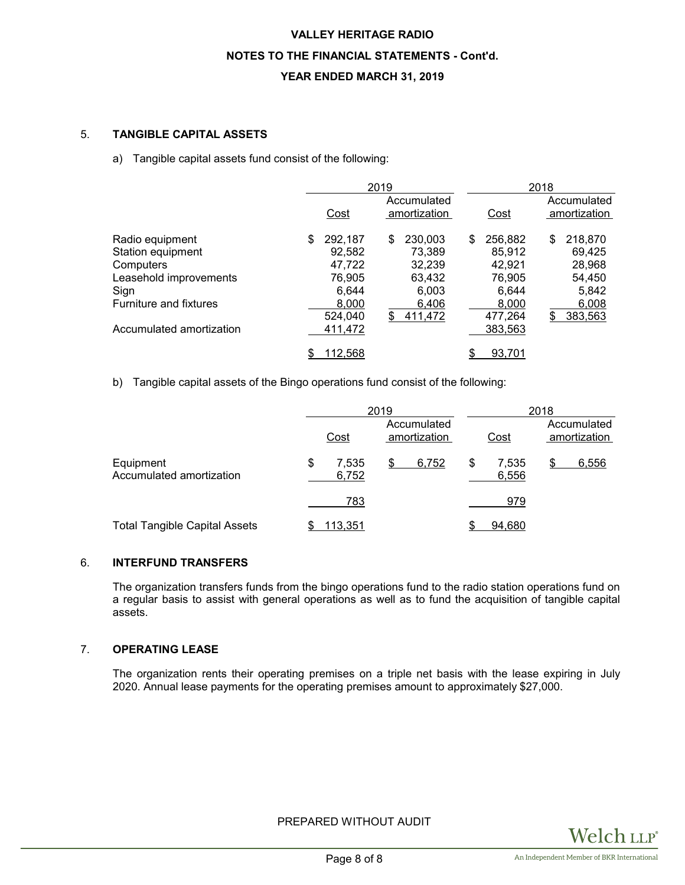**VALLEY HERITAGE RADIO**

**NOTES TO THE FINANCIAL STATEMENTS - Cont'd.**

**YEAR ENDED MARCH 31, 2019**

## 5. TANGIBLE CAPITAL ASSETS

a) Tangible capital assets fund consist of the following:

| | 2019 | | 2018 | |
|---|---|---|---|---|
| | Cost | Accumulated amortization | Cost | Accumulated amortization |
| Radio equipment | $ 292,187 | $ 230,003 | $ 256,882 | $ 218,870 |
| Station equipment | 92,582 | 73,389 | 85,912 | 69,425 |
| Computers | 47,722 | 32,239 | 42,921 | 28,968 |
| Leasehold improvements | 76,905 | 63,432 | 76,905 | 54,450 |
| Sign | 6,644 | 6,003 | 6,644 | 5,842 |
| Furniture and fixtures | 8,000 | 6,406 | 8,000 | 6,008 |
| | 524,040 | $ 411,472 | 477,264 | $ 383,563 |
| Accumulated amortization | 411,472 | | 383,563 | |
| | $ 112,568 | | $ 93,701 | |

b) Tangible capital assets of the Bingo operations fund consist of the following:

| | 2019 | | 2018 | |
|---|---|---|---|---|
| | Cost | Accumulated amortization | Cost | Accumulated amortization |
| Equipment | $ 7,535 | $ 6,752 | $ 7,535 | $ 6,556 |
| Accumulated amortization | 6,752 | | 6,556 | |
| | 783 | | 979 | |
| Total Tangible Capital Assets | $ 113,351 | | $ 94,680 | |

## 6. INTERFUND TRANSFERS

The organization transfers funds from the bingo operations fund to the radio station operations fund on a regular basis to assist with general operations as well as to fund the acquisition of tangible capital assets.

## 7. OPERATING LEASE

The organization rents their operating premises on a triple net basis with the lease expiring in July 2020. Annual lease payments for the operating premises amount to approximately $27,000.

PREPARED WITHOUT AUDIT